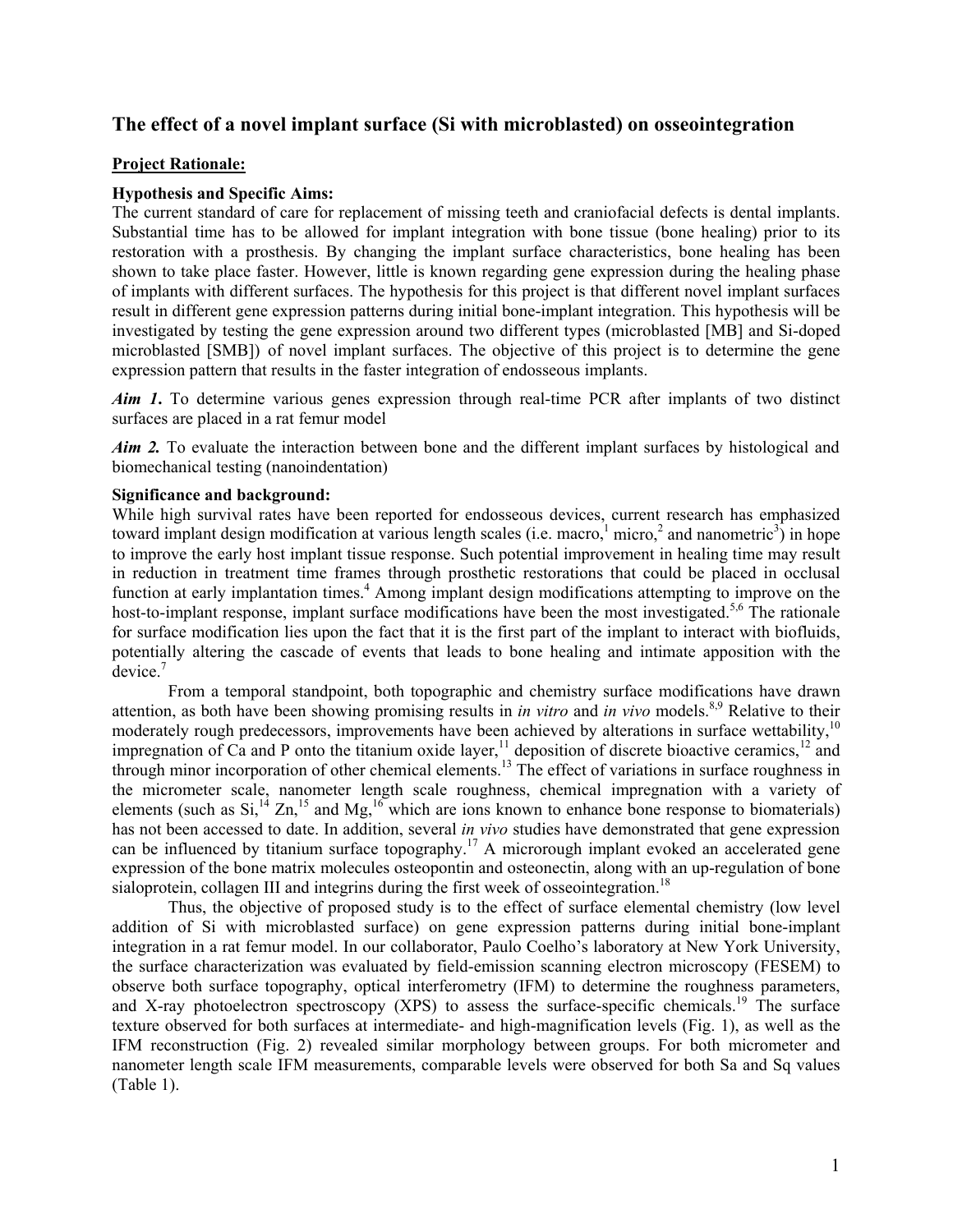## The effect of a novel implant surface (Si with microblasted) on osseointegration

**Project Rationale:**

**Hypothesis and Specific Aims:**

The current standard of care for replacement of missing teeth and craniofacial defects is dental implants. Substantial time has to be allowed for implant integration with bone tissue (bone healing) prior to its restoration with a prosthesis. By changing the implant surface characteristics, bone healing has been shown to take place faster. However, little is known regarding gene expression during the healing phase of implants with different surfaces. The hypothesis for this project is that different novel implant surfaces result in different gene expression patterns during initial bone-implant integration. This hypothesis will be investigated by testing the gene expression around two different types (microblasted [MB] and Si-doped microblasted [SMB]) of novel implant surfaces. The objective of this project is to determine the gene expression pattern that results in the faster integration of endosseous implants.

***Aim 1*.** To determine various genes expression through real-time PCR after implants of two distinct surfaces are placed in a rat femur model

***Aim 2.*** To evaluate the interaction between bone and the different implant surfaces by histological and biomechanical testing (nanoindentation)

**Significance and background:**

While high survival rates have been reported for endosseous devices, current research has emphasized toward implant design modification at various length scales (i.e. macro,[1] micro,[2] and nanometric[3]) in hope to improve the early host implant tissue response. Such potential improvement in healing time may result in reduction in treatment time frames through prosthetic restorations that could be placed in occlusal function at early implantation times.[4] Among implant design modifications attempting to improve on the host-to-implant response, implant surface modifications have been the most investigated.[5,6] The rationale for surface modification lies upon the fact that it is the first part of the implant to interact with biofluids, potentially altering the cascade of events that leads to bone healing and intimate apposition with the device.[7]

From a temporal standpoint, both topographic and chemistry surface modifications have drawn attention, as both have been showing promising results in *in vitro* and *in vivo* models.[8,9] Relative to their moderately rough predecessors, improvements have been achieved by alterations in surface wettability,[10] impregnation of Ca and P onto the titanium oxide layer,[11] deposition of discrete bioactive ceramics,[12] and through minor incorporation of other chemical elements.[13] The effect of variations in surface roughness in the micrometer scale, nanometer length scale roughness, chemical impregnation with a variety of elements (such as Si,[14] Zn,[15] and Mg,[16] which are ions known to enhance bone response to biomaterials) has not been accessed to date. In addition, several *in vivo* studies have demonstrated that gene expression can be influenced by titanium surface topography.[17] A microrough implant evoked an accelerated gene expression of the bone matrix molecules osteopontin and osteonectin, along with an up-regulation of bone sialoprotein, collagen III and integrins during the first week of osseointegration.[18]

Thus, the objective of proposed study is to the effect of surface elemental chemistry (low level addition of Si with microblasted surface) on gene expression patterns during initial bone-implant integration in a rat femur model. In our collaborator, Paulo Coelho's laboratory at New York University, the surface characterization was evaluated by field-emission scanning electron microscopy (FESEM) to observe both surface topography, optical interferometry (IFM) to determine the roughness parameters, and X-ray photoelectron spectroscopy (XPS) to assess the surface-specific chemicals.[19] The surface texture observed for both surfaces at intermediate- and high-magnification levels (Fig. 1), as well as the IFM reconstruction (Fig. 2) revealed similar morphology between groups. For both micrometer and nanometer length scale IFM measurements, comparable levels were observed for both Sa and Sq values (Table 1).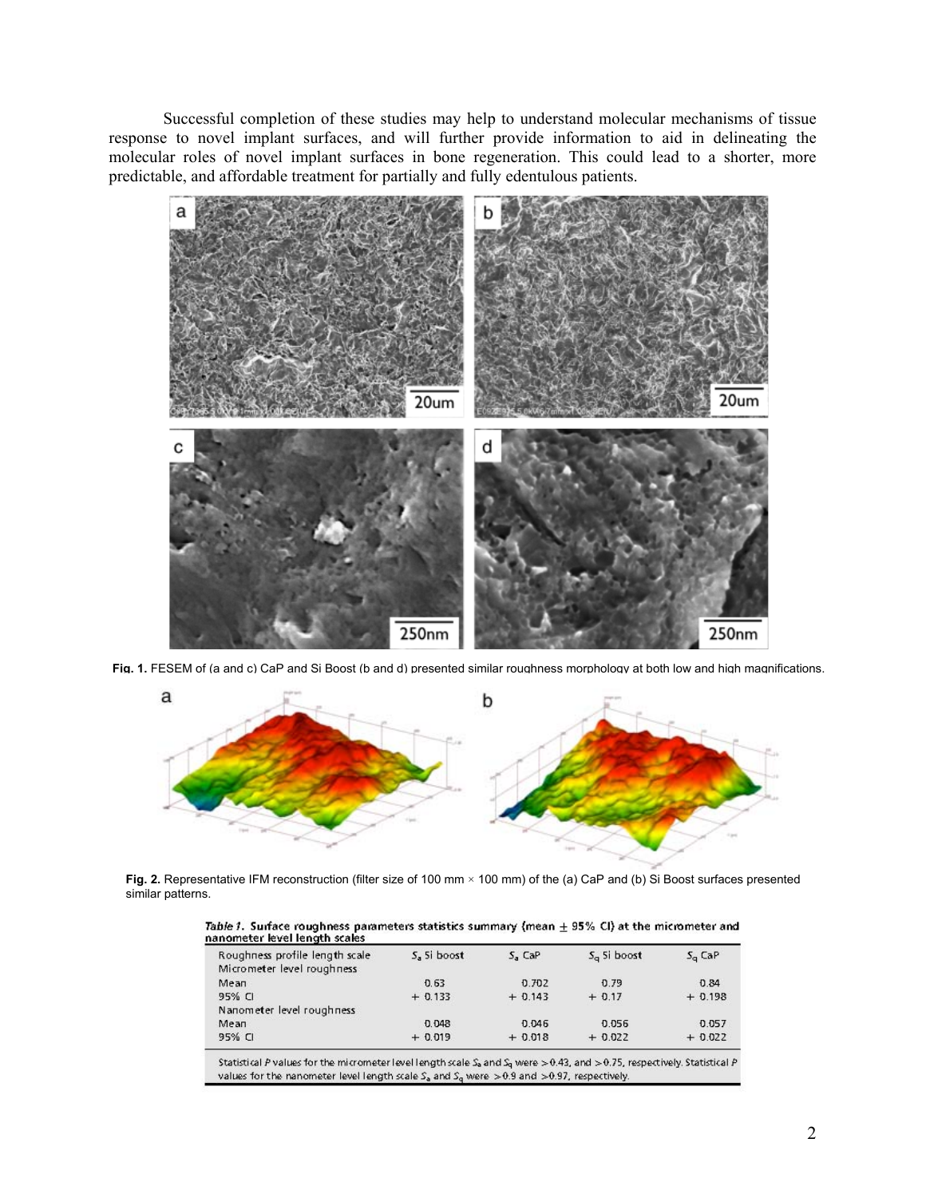Successful completion of these studies may help to understand molecular mechanisms of tissue response to novel implant surfaces, and will further provide information to aid in delineating the molecular roles of novel implant surfaces in bone regeneration. This could lead to a shorter, more predictable, and affordable treatment for partially and fully edentulous patients.

**Fig. 1.** FESEM of (a and c) CaP and Si Boost (b and d) presented similar roughness morphology at both low and high magnifications.

**Fig. 2.** Representative IFM reconstruction (filter size of 100 mm × 100 mm) of the (a) CaP and (b) Si Boost surfaces presented similar patterns.

*Table 1.* Surface roughness parameters statistics summary (mean ± 95% CI) at the micrometer and nanometer level length scales

| Roughness profile length scale | $S_a$ Si boost | $S_a$ CaP | $S_q$ Si boost | $S_q$ CaP |
|---|---|---|---|---|
| Micrometer level roughness | | | | |
| Mean | 0.63 | 0.702 | 0.79 | 0.84 |
| 95% CI | + 0.133 | + 0.143 | + 0.17 | + 0.198 |
| Nanometer level roughness | | | | |
| Mean | 0.048 | 0.046 | 0.056 | 0.057 |
| 95% CI | + 0.019 | + 0.018 | + 0.022 | + 0.022 |

Statistical $P$ values for the micrometer level length scale $S_a$ and $S_q$ were $>0.43$, and $>0.75$, respectively. Statistical $P$ values for the nanometer level length scale $S_a$ and $S_q$ were $>0.9$ and $>0.97$, respectively.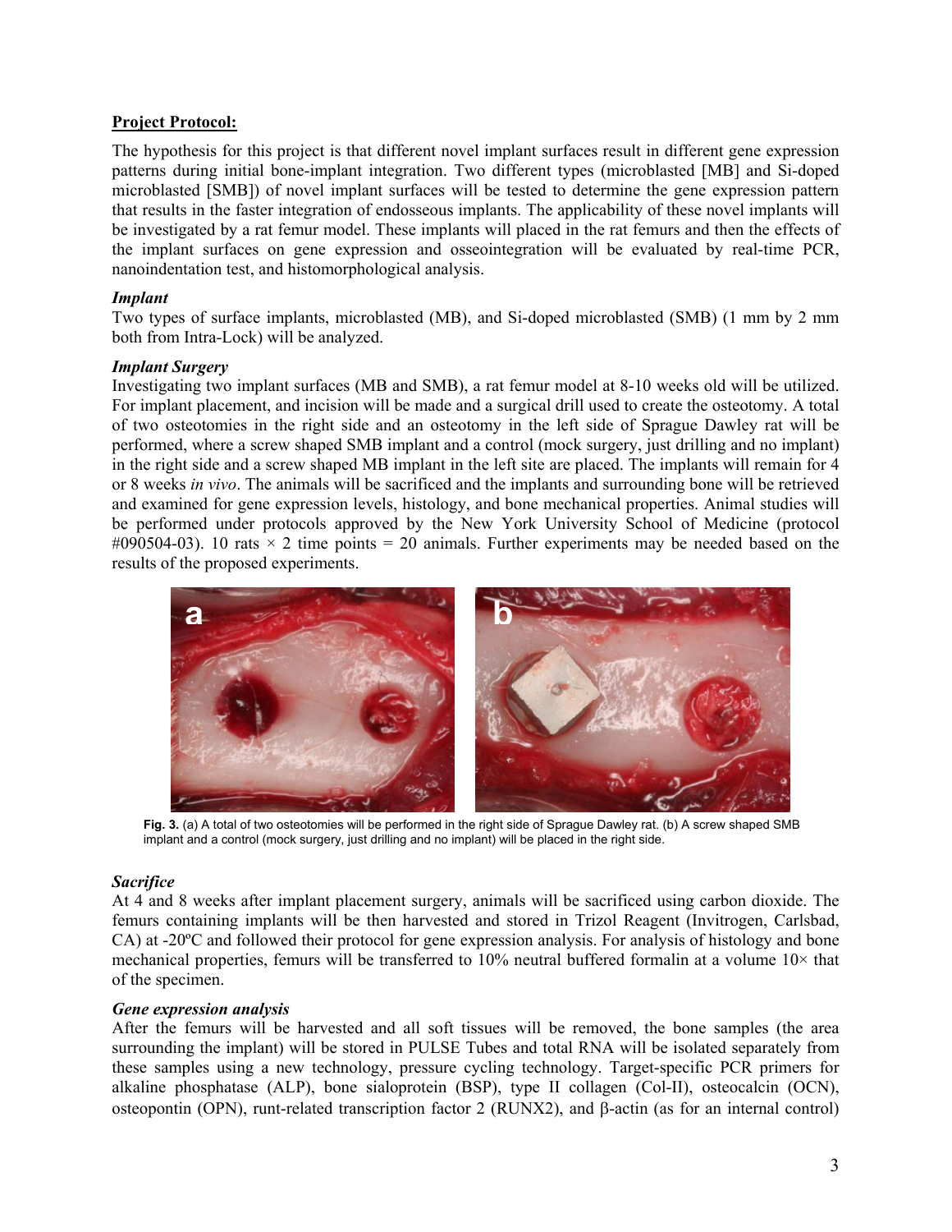**Project Protocol:**

The hypothesis for this project is that different novel implant surfaces result in different gene expression patterns during initial bone-implant integration. Two different types (microblasted [MB] and Si-doped microblasted [SMB]) of novel implant surfaces will be tested to determine the gene expression pattern that results in the faster integration of endosseous implants. The applicability of these novel implants will be investigated by a rat femur model. These implants will placed in the rat femurs and then the effects of the implant surfaces on gene expression and osseointegration will be evaluated by real-time PCR, nanoindentation test, and histomorphological analysis.

***Implant***

Two types of surface implants, microblasted (MB), and Si-doped microblasted (SMB) (1 mm by 2 mm both from Intra-Lock) will be analyzed.

***Implant Surgery***

Investigating two implant surfaces (MB and SMB), a rat femur model at 8-10 weeks old will be utilized. For implant placement, and incision will be made and a surgical drill used to create the osteotomy. A total of two osteotomies in the right side and an osteotomy in the left side of Sprague Dawley rat will be performed, where a screw shaped SMB implant and a control (mock surgery, just drilling and no implant) in the right side and a screw shaped MB implant in the left site are placed. The implants will remain for 4 or 8 weeks *in vivo*. The animals will be sacrificed and the implants and surrounding bone will be retrieved and examined for gene expression levels, histology, and bone mechanical properties. Animal studies will be performed under protocols approved by the New York University School of Medicine (protocol #090504-03). 10 rats × 2 time points = 20 animals. Further experiments may be needed based on the results of the proposed experiments.

**Fig. 3.** (a) A total of two osteotomies will be performed in the right side of Sprague Dawley rat. (b) A screw shaped SMB implant and a control (mock surgery, just drilling and no implant) will be placed in the right side.

***Sacrifice***

At 4 and 8 weeks after implant placement surgery, animals will be sacrificed using carbon dioxide. The femurs containing implants will be then harvested and stored in Trizol Reagent (Invitrogen, Carlsbad, CA) at -20ºC and followed their protocol for gene expression analysis. For analysis of histology and bone mechanical properties, femurs will be transferred to 10% neutral buffered formalin at a volume 10× that of the specimen.

***Gene expression analysis***

After the femurs will be harvested and all soft tissues will be removed, the bone samples (the area surrounding the implant) will be stored in PULSE Tubes and total RNA will be isolated separately from these samples using a new technology, pressure cycling technology. Target-specific PCR primers for alkaline phosphatase (ALP), bone sialoprotein (BSP), type II collagen (Col-II), osteocalcin (OCN), osteopontin (OPN), runt-related transcription factor 2 (RUNX2), and β-actin (as for an internal control)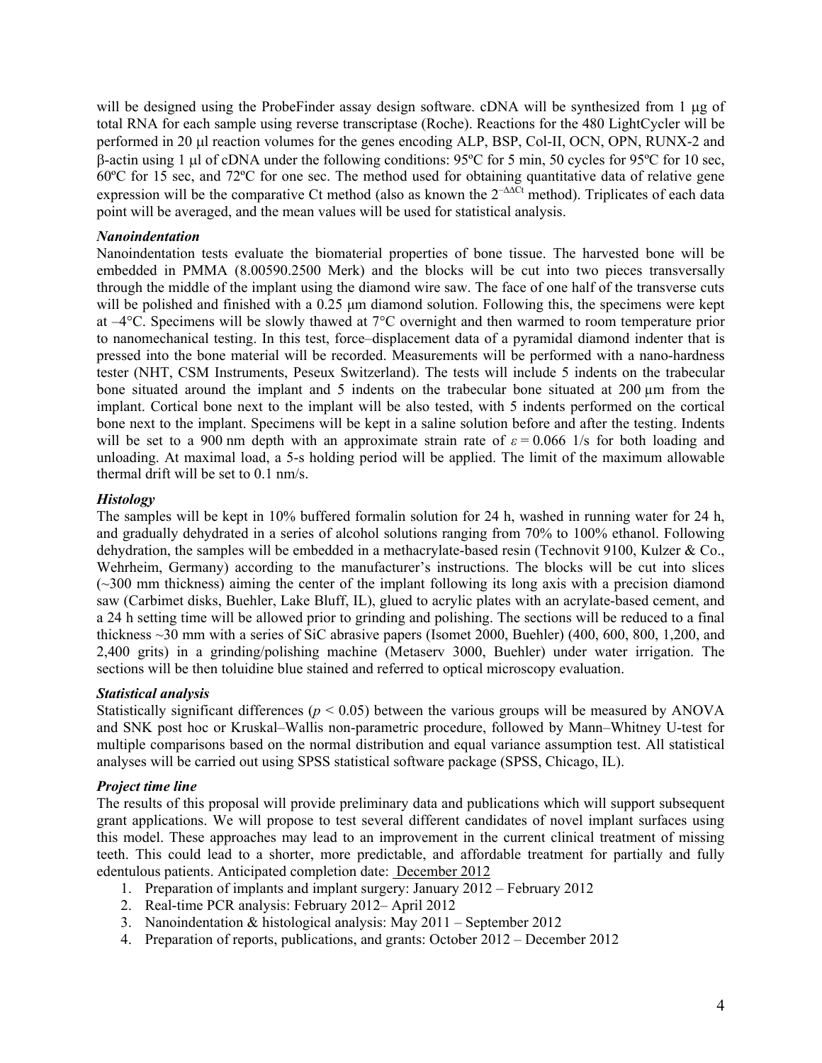will be designed using the ProbeFinder assay design software. cDNA will be synthesized from 1 μg of total RNA for each sample using reverse transcriptase (Roche). Reactions for the 480 LightCycler will be performed in 20 μl reaction volumes for the genes encoding ALP, BSP, Col-II, OCN, OPN, RUNX-2 and β-actin using 1 μl of cDNA under the following conditions: 95ºC for 5 min, 50 cycles for 95ºC for 10 sec, 60ºC for 15 sec, and 72ºC for one sec. The method used for obtaining quantitative data of relative gene expression will be the comparative Ct method (also as known the $2^{-\Delta\Delta Ct}$ method). Triplicates of each data point will be averaged, and the mean values will be used for statistical analysis.

### *Nanoindentation*

Nanoindentation tests evaluate the biomaterial properties of bone tissue. The harvested bone will be embedded in PMMA (8.00590.2500 Merk) and the blocks will be cut into two pieces transversally through the middle of the implant using the diamond wire saw. The face of one half of the transverse cuts will be polished and finished with a 0.25 μm diamond solution. Following this, the specimens were kept at –4°C. Specimens will be slowly thawed at 7°C overnight and then warmed to room temperature prior to nanomechanical testing. In this test, force–displacement data of a pyramidal diamond indenter that is pressed into the bone material will be recorded. Measurements will be performed with a nano-hardness tester (NHT, CSM Instruments, Peseux Switzerland). The tests will include 5 indents on the trabecular bone situated around the implant and 5 indents on the trabecular bone situated at 200 μm from the implant. Cortical bone next to the implant will be also tested, with 5 indents performed on the cortical bone next to the implant. Specimens will be kept in a saline solution before and after the testing. Indents will be set to a 900 nm depth with an approximate strain rate of $\varepsilon = 0.066$ 1/s for both loading and unloading. At maximal load, a 5-s holding period will be applied. The limit of the maximum allowable thermal drift will be set to 0.1 nm/s.

### *Histology*

The samples will be kept in 10% buffered formalin solution for 24 h, washed in running water for 24 h, and gradually dehydrated in a series of alcohol solutions ranging from 70% to 100% ethanol. Following dehydration, the samples will be embedded in a methacrylate-based resin (Technovit 9100, Kulzer & Co., Wehrheim, Germany) according to the manufacturer's instructions. The blocks will be cut into slices (~300 mm thickness) aiming the center of the implant following its long axis with a precision diamond saw (Carbimet disks, Buehler, Lake Bluff, IL), glued to acrylic plates with an acrylate-based cement, and a 24 h setting time will be allowed prior to grinding and polishing. The sections will be reduced to a final thickness ~30 mm with a series of SiC abrasive papers (Isomet 2000, Buehler) (400, 600, 800, 1,200, and 2,400 grits) in a grinding/polishing machine (Metaserv 3000, Buehler) under water irrigation. The sections will be then toluidine blue stained and referred to optical microscopy evaluation.

### *Statistical analysis*

Statistically significant differences ($p < 0.05$) between the various groups will be measured by ANOVA and SNK post hoc or Kruskal–Wallis non-parametric procedure, followed by Mann–Whitney U-test for multiple comparisons based on the normal distribution and equal variance assumption test. All statistical analyses will be carried out using SPSS statistical software package (SPSS, Chicago, IL).

### *Project time line*

The results of this proposal will provide preliminary data and publications which will support subsequent grant applications. We will propose to test several different candidates of novel implant surfaces using this model. These approaches may lead to an improvement in the current clinical treatment of missing teeth. This could lead to a shorter, more predictable, and affordable treatment for partially and fully edentulous patients. Anticipated completion date: December 2012

1. Preparation of implants and implant surgery: January 2012 – February 2012
2. Real-time PCR analysis: February 2012– April 2012
3. Nanoindentation & histological analysis: May 2011 – September 2012
4. Preparation of reports, publications, and grants: October 2012 – December 2012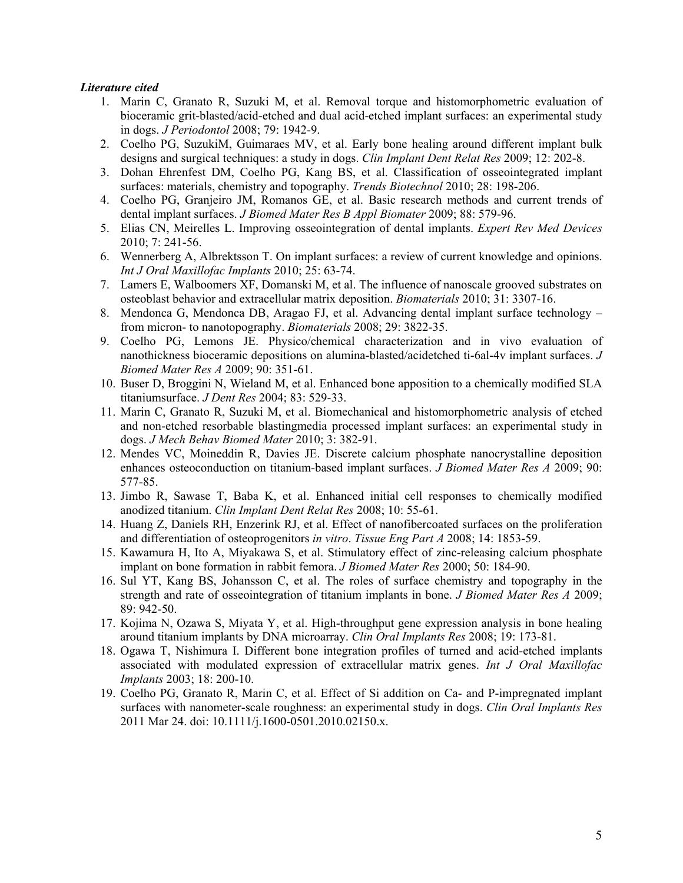***Literature cited***

1. Marin C, Granato R, Suzuki M, et al. Removal torque and histomorphometric evaluation of bioceramic grit-blasted/acid-etched and dual acid-etched implant surfaces: an experimental study in dogs. *J Periodontol* 2008; 79: 1942-9.
2. Coelho PG, SuzukiM, Guimaraes MV, et al. Early bone healing around different implant bulk designs and surgical techniques: a study in dogs. *Clin Implant Dent Relat Res* 2009; 12: 202-8.
3. Dohan Ehrenfest DM, Coelho PG, Kang BS, et al. Classification of osseointegrated implant surfaces: materials, chemistry and topography. *Trends Biotechnol* 2010; 28: 198-206.
4. Coelho PG, Granjeiro JM, Romanos GE, et al. Basic research methods and current trends of dental implant surfaces. *J Biomed Mater Res B Appl Biomater* 2009; 88: 579-96.
5. Elias CN, Meirelles L. Improving osseointegration of dental implants. *Expert Rev Med Devices* 2010; 7: 241-56.
6. Wennerberg A, Albrektsson T. On implant surfaces: a review of current knowledge and opinions. *Int J Oral Maxillofac Implants* 2010; 25: 63-74.
7. Lamers E, Walboomers XF, Domanski M, et al. The influence of nanoscale grooved substrates on osteoblast behavior and extracellular matrix deposition. *Biomaterials* 2010; 31: 3307-16.
8. Mendonca G, Mendonca DB, Aragao FJ, et al. Advancing dental implant surface technology – from micron- to nanotopography. *Biomaterials* 2008; 29: 3822-35.
9. Coelho PG, Lemons JE. Physico/chemical characterization and in vivo evaluation of nanothickness bioceramic depositions on alumina-blasted/acidetched ti-6al-4v implant surfaces. *J Biomed Mater Res A* 2009; 90: 351-61.
10. Buser D, Broggini N, Wieland M, et al. Enhanced bone apposition to a chemically modified SLA titaniumsurface. *J Dent Res* 2004; 83: 529-33.
11. Marin C, Granato R, Suzuki M, et al. Biomechanical and histomorphometric analysis of etched and non-etched resorbable blastingmedia processed implant surfaces: an experimental study in dogs. *J Mech Behav Biomed Mater* 2010; 3: 382-91.
12. Mendes VC, Moineddin R, Davies JE. Discrete calcium phosphate nanocrystalline deposition enhances osteoconduction on titanium-based implant surfaces. *J Biomed Mater Res A* 2009; 90: 577-85.
13. Jimbo R, Sawase T, Baba K, et al. Enhanced initial cell responses to chemically modified anodized titanium. *Clin Implant Dent Relat Res* 2008; 10: 55-61.
14. Huang Z, Daniels RH, Enzerink RJ, et al. Effect of nanofibercoated surfaces on the proliferation and differentiation of osteoprogenitors *in vitro*. *Tissue Eng Part A* 2008; 14: 1853-59.
15. Kawamura H, Ito A, Miyakawa S, et al. Stimulatory effect of zinc-releasing calcium phosphate implant on bone formation in rabbit femora. *J Biomed Mater Res* 2000; 50: 184-90.
16. Sul YT, Kang BS, Johansson C, et al. The roles of surface chemistry and topography in the strength and rate of osseointegration of titanium implants in bone. *J Biomed Mater Res A* 2009; 89: 942-50.
17. Kojima N, Ozawa S, Miyata Y, et al. High-throughput gene expression analysis in bone healing around titanium implants by DNA microarray. *Clin Oral Implants Res* 2008; 19: 173-81.
18. Ogawa T, Nishimura I. Different bone integration profiles of turned and acid-etched implants associated with modulated expression of extracellular matrix genes. *Int J Oral Maxillofac Implants* 2003; 18: 200-10.
19. Coelho PG, Granato R, Marin C, et al. Effect of Si addition on Ca- and P-impregnated implant surfaces with nanometer-scale roughness: an experimental study in dogs. *Clin Oral Implants Res* 2011 Mar 24. doi: 10.1111/j.1600-0501.2010.02150.x.